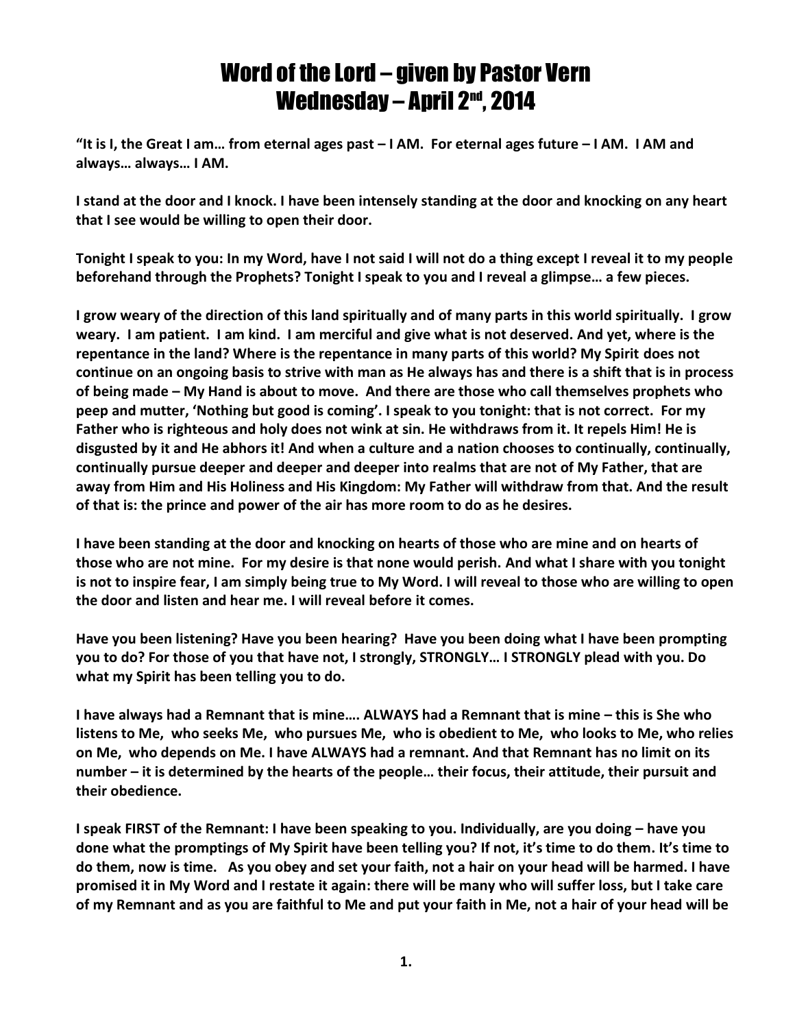# Word of the Lord – given by Pastor Vern
# Wednesday – April 2nd, 2014

**"It is I, the Great I am… from eternal ages past – I AM. For eternal ages future – I AM. I AM and always… always… I AM.**

**I stand at the door and I knock. I have been intensely standing at the door and knocking on any heart that I see would be willing to open their door.**

**Tonight I speak to you: In my Word, have I not said I will not do a thing except I reveal it to my people beforehand through the Prophets? Tonight I speak to you and I reveal a glimpse… a few pieces.**

**I grow weary of the direction of this land spiritually and of many parts in this world spiritually. I grow weary. I am patient. I am kind. I am merciful and give what is not deserved. And yet, where is the repentance in the land? Where is the repentance in many parts of this world? My Spirit does not continue on an ongoing basis to strive with man as He always has and there is a shift that is in process of being made – My Hand is about to move. And there are those who call themselves prophets who peep and mutter, 'Nothing but good is coming'. I speak to you tonight: that is not correct. For my Father who is righteous and holy does not wink at sin. He withdraws from it. It repels Him! He is disgusted by it and He abhors it! And when a culture and a nation chooses to continually, continually, continually pursue deeper and deeper and deeper into realms that are not of My Father, that are away from Him and His Holiness and His Kingdom: My Father will withdraw from that. And the result of that is: the prince and power of the air has more room to do as he desires.**

**I have been standing at the door and knocking on hearts of those who are mine and on hearts of those who are not mine. For my desire is that none would perish. And what I share with you tonight is not to inspire fear, I am simply being true to My Word. I will reveal to those who are willing to open the door and listen and hear me. I will reveal before it comes.**

**Have you been listening? Have you been hearing? Have you been doing what I have been prompting you to do? For those of you that have not, I strongly, STRONGLY… I STRONGLY plead with you. Do what my Spirit has been telling you to do.**

**I have always had a Remnant that is mine…. ALWAYS had a Remnant that is mine – this is She who listens to Me, who seeks Me, who pursues Me, who is obedient to Me, who looks to Me, who relies on Me, who depends on Me. I have ALWAYS had a remnant. And that Remnant has no limit on its number – it is determined by the hearts of the people… their focus, their attitude, their pursuit and their obedience.**

**I speak FIRST of the Remnant: I have been speaking to you. Individually, are you doing – have you done what the promptings of My Spirit have been telling you? If not, it's time to do them. It's time to do them, now is time. As you obey and set your faith, not a hair on your head will be harmed. I have promised it in My Word and I restate it again: there will be many who will suffer loss, but I take care of my Remnant and as you are faithful to Me and put your faith in Me, not a hair of your head will be**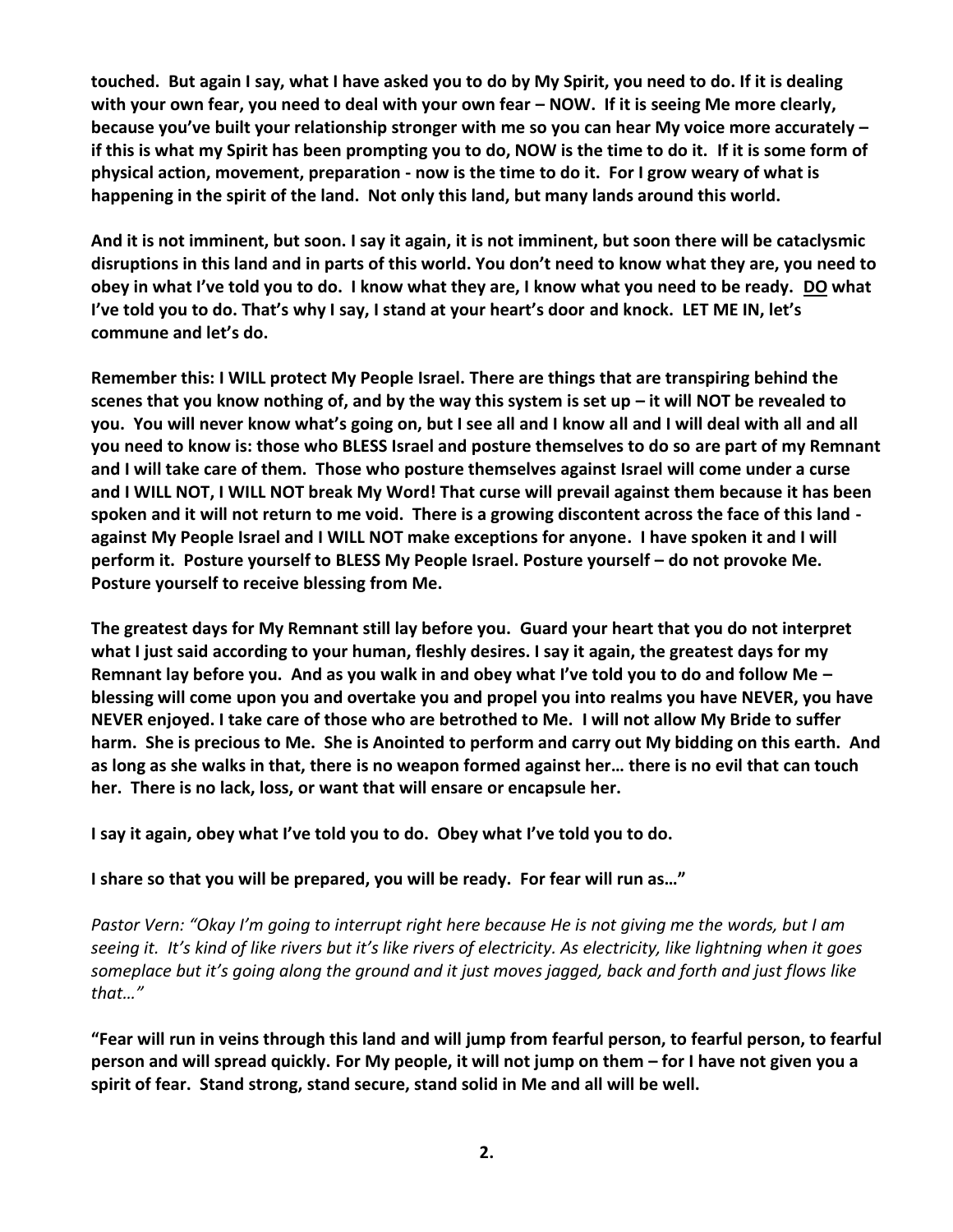**touched. But again I say, what I have asked you to do by My Spirit, you need to do. If it is dealing with your own fear, you need to deal with your own fear – NOW. If it is seeing Me more clearly, because you've built your relationship stronger with me so you can hear My voice more accurately – if this is what my Spirit has been prompting you to do, NOW is the time to do it. If it is some form of physical action, movement, preparation - now is the time to do it. For I grow weary of what is happening in the spirit of the land. Not only this land, but many lands around this world.**

**And it is not imminent, but soon. I say it again, it is not imminent, but soon there will be cataclysmic disruptions in this land and in parts of this world. You don't need to know what they are, you need to obey in what I've told you to do. I know what they are, I know what you need to be ready. <u>DO</u> what I've told you to do. That's why I say, I stand at your heart's door and knock. LET ME IN, let's commune and let's do.**

**Remember this: I WILL protect My People Israel. There are things that are transpiring behind the scenes that you know nothing of, and by the way this system is set up – it will NOT be revealed to you. You will never know what's going on, but I see all and I know all and I will deal with all and all you need to know is: those who BLESS Israel and posture themselves to do so are part of my Remnant and I will take care of them. Those who posture themselves against Israel will come under a curse and I WILL NOT, I WILL NOT break My Word! That curse will prevail against them because it has been spoken and it will not return to me void. There is a growing discontent across the face of this land - against My People Israel and I WILL NOT make exceptions for anyone. I have spoken it and I will perform it. Posture yourself to BLESS My People Israel. Posture yourself – do not provoke Me. Posture yourself to receive blessing from Me.**

**The greatest days for My Remnant still lay before you. Guard your heart that you do not interpret what I just said according to your human, fleshly desires. I say it again, the greatest days for my Remnant lay before you. And as you walk in and obey what I've told you to do and follow Me – blessing will come upon you and overtake you and propel you into realms you have NEVER, you have NEVER enjoyed. I take care of those who are betrothed to Me. I will not allow My Bride to suffer harm. She is precious to Me. She is Anointed to perform and carry out My bidding on this earth. And as long as she walks in that, there is no weapon formed against her… there is no evil that can touch her. There is no lack, loss, or want that will ensare or encapsule her.**

**I say it again, obey what I've told you to do. Obey what I've told you to do.**

**I share so that you will be prepared, you will be ready. For fear will run as…"**

*Pastor Vern: "Okay I'm going to interrupt right here because He is not giving me the words, but I am seeing it. It's kind of like rivers but it's like rivers of electricity. As electricity, like lightning when it goes someplace but it's going along the ground and it just moves jagged, back and forth and just flows like that…"*

**"Fear will run in veins through this land and will jump from fearful person, to fearful person, to fearful person and will spread quickly. For My people, it will not jump on them – for I have not given you a spirit of fear. Stand strong, stand secure, stand solid in Me and all will be well.**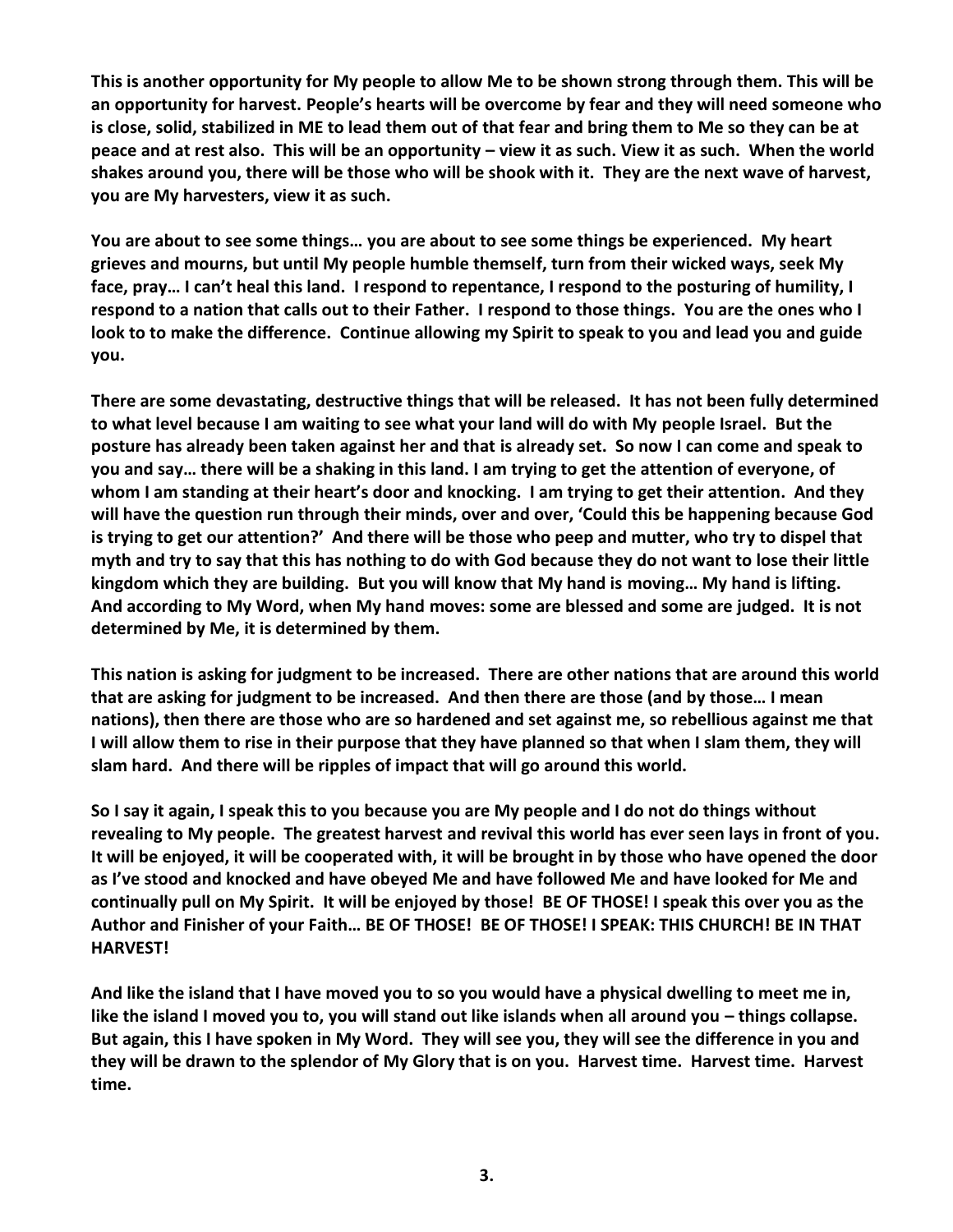**This is another opportunity for My people to allow Me to be shown strong through them. This will be an opportunity for harvest. People's hearts will be overcome by fear and they will need someone who is close, solid, stabilized in ME to lead them out of that fear and bring them to Me so they can be at peace and at rest also. This will be an opportunity – view it as such. View it as such. When the world shakes around you, there will be those who will be shook with it. They are the next wave of harvest, you are My harvesters, view it as such.**

**You are about to see some things… you are about to see some things be experienced. My heart grieves and mourns, but until My people humble themself, turn from their wicked ways, seek My face, pray… I can't heal this land. I respond to repentance, I respond to the posturing of humility, I respond to a nation that calls out to their Father. I respond to those things. You are the ones who I look to to make the difference. Continue allowing my Spirit to speak to you and lead you and guide you.**

**There are some devastating, destructive things that will be released. It has not been fully determined to what level because I am waiting to see what your land will do with My people Israel. But the posture has already been taken against her and that is already set. So now I can come and speak to you and say… there will be a shaking in this land. I am trying to get the attention of everyone, of whom I am standing at their heart's door and knocking. I am trying to get their attention. And they will have the question run through their minds, over and over, 'Could this be happening because God is trying to get our attention?' And there will be those who peep and mutter, who try to dispel that myth and try to say that this has nothing to do with God because they do not want to lose their little kingdom which they are building. But you will know that My hand is moving… My hand is lifting. And according to My Word, when My hand moves: some are blessed and some are judged. It is not determined by Me, it is determined by them.**

**This nation is asking for judgment to be increased. There are other nations that are around this world that are asking for judgment to be increased. And then there are those (and by those… I mean nations), then there are those who are so hardened and set against me, so rebellious against me that I will allow them to rise in their purpose that they have planned so that when I slam them, they will slam hard. And there will be ripples of impact that will go around this world.**

**So I say it again, I speak this to you because you are My people and I do not do things without revealing to My people. The greatest harvest and revival this world has ever seen lays in front of you. It will be enjoyed, it will be cooperated with, it will be brought in by those who have opened the door as I've stood and knocked and have obeyed Me and have followed Me and have looked for Me and continually pull on My Spirit. It will be enjoyed by those! BE OF THOSE! I speak this over you as the Author and Finisher of your Faith… BE OF THOSE! BE OF THOSE! I SPEAK: THIS CHURCH! BE IN THAT HARVEST!**

**And like the island that I have moved you to so you would have a physical dwelling to meet me in, like the island I moved you to, you will stand out like islands when all around you – things collapse. But again, this I have spoken in My Word. They will see you, they will see the difference in you and they will be drawn to the splendor of My Glory that is on you. Harvest time. Harvest time. Harvest time.**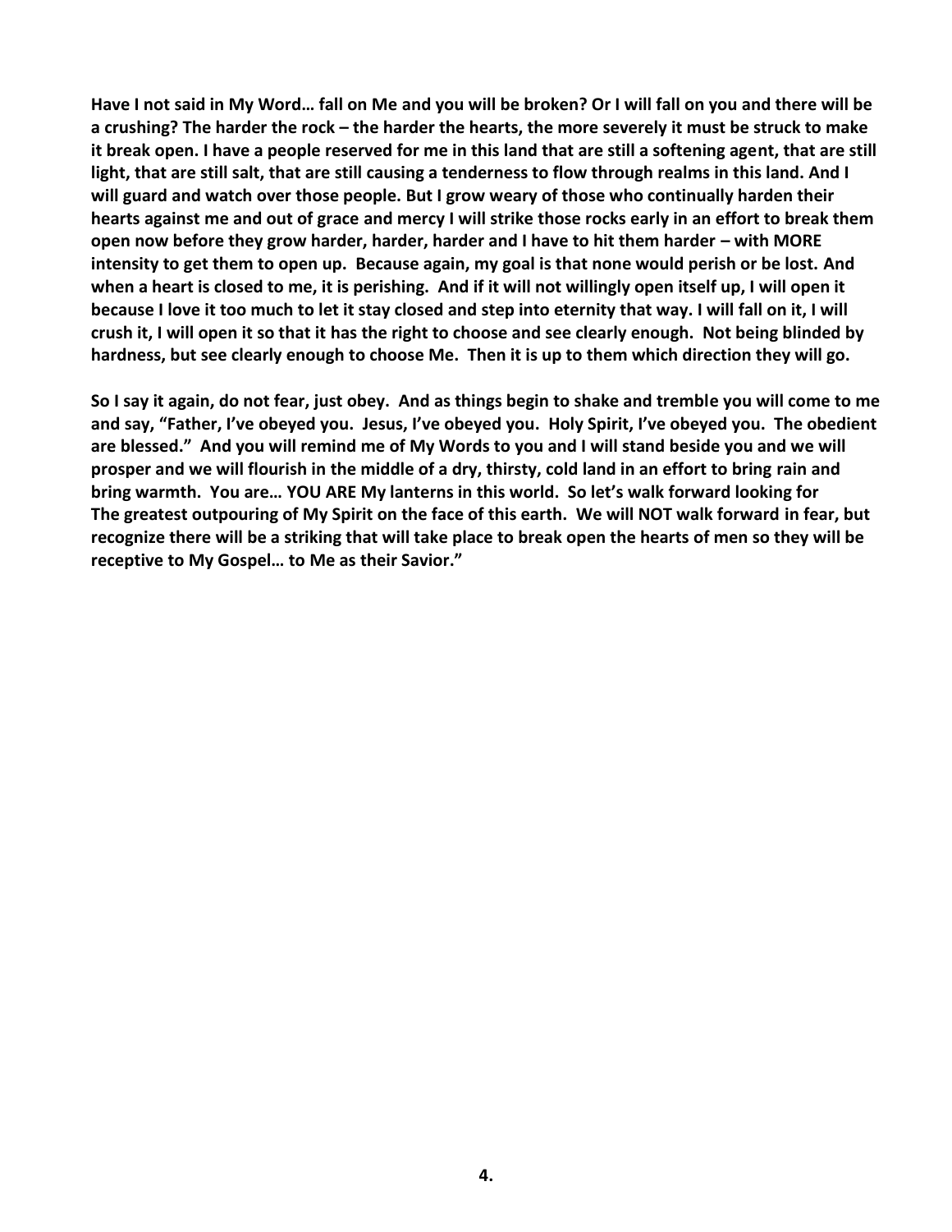**Have I not said in My Word… fall on Me and you will be broken? Or I will fall on you and there will be a crushing? The harder the rock – the harder the hearts, the more severely it must be struck to make it break open. I have a people reserved for me in this land that are still a softening agent, that are still light, that are still salt, that are still causing a tenderness to flow through realms in this land. And I will guard and watch over those people. But I grow weary of those who continually harden their hearts against me and out of grace and mercy I will strike those rocks early in an effort to break them open now before they grow harder, harder, harder and I have to hit them harder – with MORE intensity to get them to open up. Because again, my goal is that none would perish or be lost. And when a heart is closed to me, it is perishing. And if it will not willingly open itself up, I will open it because I love it too much to let it stay closed and step into eternity that way. I will fall on it, I will crush it, I will open it so that it has the right to choose and see clearly enough. Not being blinded by hardness, but see clearly enough to choose Me. Then it is up to them which direction they will go.**

**So I say it again, do not fear, just obey. And as things begin to shake and tremble you will come to me and say, "Father, I've obeyed you. Jesus, I've obeyed you. Holy Spirit, I've obeyed you. The obedient are blessed." And you will remind me of My Words to you and I will stand beside you and we will prosper and we will flourish in the middle of a dry, thirsty, cold land in an effort to bring rain and bring warmth. You are… YOU ARE My lanterns in this world. So let's walk forward looking for The greatest outpouring of My Spirit on the face of this earth. We will NOT walk forward in fear, but recognize there will be a striking that will take place to break open the hearts of men so they will be receptive to My Gospel… to Me as their Savior."**